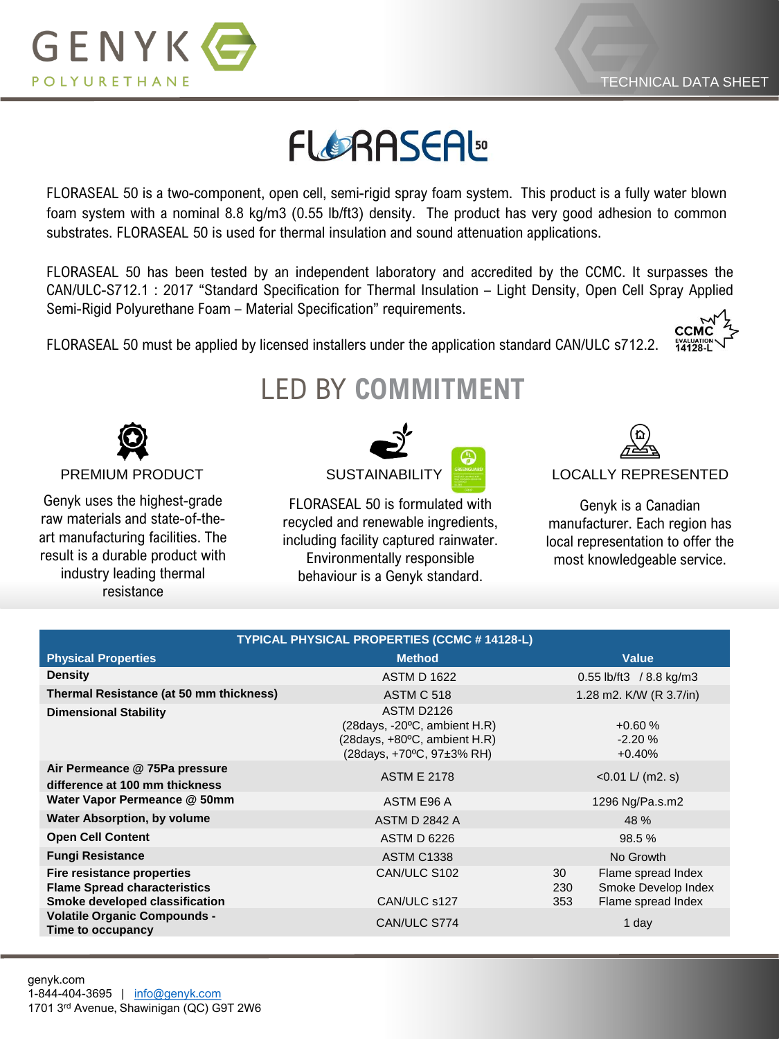GENYK POLYURETHANE

TECHNICAL DATA SHEET

# FLORASEAL 50

FLORASEAL 50 is a two-component, open cell, semi-rigid spray foam system. This product is a fully water blown foam system with a nominal 8.8 kg/m3 (0.55 lb/ft3) density. The product has very good adhesion to common substrates. FLORASEAL 50 is used for thermal insulation and sound attenuation applications.

FLORASEAL 50 has been tested by an independent laboratory and accredited by the CCMC. It surpasses the CAN/ULC-S712.1 : 2017 "Standard Specification for Thermal Insulation – Light Density, Open Cell Spray Applied Semi-Rigid Polyurethane Foam – Material Specification" requirements.

FLORASEAL 50 must be applied by licensed installers under the application standard CAN/ULC s712.2.

CCMC EVALUATION 14128-L

## LED BY COMMITMENT

### PREMIUM PRODUCT

Genyk uses the highest-grade raw materials and state-of-the-art manufacturing facilities. The result is a durable product with industry leading thermal resistance

### SUSTAINABILITY

FLORASEAL 50 is formulated with recycled and renewable ingredients, including facility captured rainwater. Environmentally responsible behaviour is a Genyk standard.

### LOCALLY REPRESENTED

Genyk is a Canadian manufacturer. Each region has local representation to offer the most knowledgeable service.

| TYPICAL PHYSICAL PROPERTIES (CCMC # 14128-L) | | |
|---|---|---|
| **Physical Properties** | **Method** | **Value** |
| **Density** | ASTM D 1622 | 0.55 lb/ft3 / 8.8 kg/m3 |
| **Thermal Resistance (at 50 mm thickness)** | ASTM C 518 | 1.28 m2. K/W (R 3.7/in) |
| **Dimensional Stability** | ASTM D2126<br>(28days, -20ºC, ambient H.R)<br>(28days, +80ºC, ambient H.R)<br>(28days, +70ºC, 97±3% RH) | <br>+0.60 %<br>-2.20 %<br>+0.40% |
| **Air Permeance @ 75Pa pressure difference at 100 mm thickness** | ASTM E 2178 | <0.01 L/ (m2. s) |
| **Water Vapor Permeance @ 50mm** | ASTM E96 A | 1296 Ng/Pa.s.m2 |
| **Water Absorption, by volume** | ASTM D 2842 A | 48 % |
| **Open Cell Content** | ASTM D 6226 | 98.5 % |
| **Fungi Resistance** | ASTM C1338 | No Growth |
| **Fire resistance properties**<br>**Flame Spread characteristics**<br>**Smoke developed classification** | CAN/ULC S102<br><br>CAN/ULC s127 | 30 Flame spread Index<br>230 Smoke Develop Index<br>353 Flame spread Index |
| **Volatile Organic Compounds - Time to occupancy** | CAN/ULC S774 | 1 day |

genyk.com
1-844-404-3695 | info@genyk.com
1701 3rd Avenue, Shawinigan (QC) G9T 2W6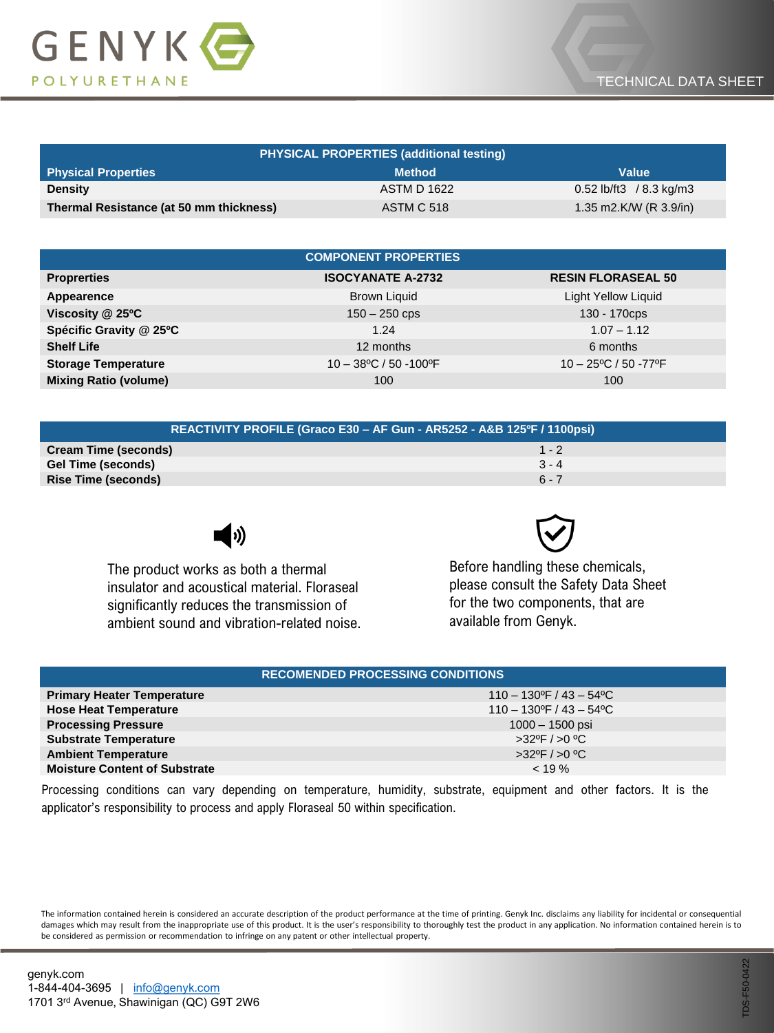| PHYSICAL PROPERTIES (additional testing) | | |
|---|---|---|
| **Physical Properties** | **Method** | **Value** |
| **Density** | ASTM D 1622 | 0.52 lb/ft3 / 8.3 kg/m3 |
| **Thermal Resistance (at 50 mm thickness)** | ASTM C 518 | 1.35 m2.K/W (R 3.9/in) |

| COMPONENT PROPERTIES | | |
|---|---|---|
| **Proprerties** | **ISOCYANATE A-2732** | **RESIN FLORASEAL 50** |
| **Appearence** | Brown Liquid | Light Yellow Liquid |
| **Viscosity @ 25ºC** | 150 – 250 cps | 130 - 170cps |
| **Spécific Gravity @ 25ºC** | 1.24 | 1.07 – 1.12 |
| **Shelf Life** | 12 months | 6 months |
| **Storage Temperature** | 10 – 38ºC / 50 -100ºF | 10 – 25ºC / 50 -77ºF |
| **Mixing Ratio (volume)** | 100 | 100 |

| REACTIVITY PROFILE (Graco E30 – AF Gun - AR5252 - A&B 125ºF / 1100psi) | |
|---|---|
| **Cream Time (seconds)** | 1 - 2 |
| **Gel Time (seconds)** | 3 - 4 |
| **Rise Time (seconds)** | 6 - 7 |

The product works as both a thermal insulator and acoustical material. Floraseal significantly reduces the transmission of ambient sound and vibration-related noise.

Before handling these chemicals, please consult the Safety Data Sheet for the two components, that are available from Genyk.

| RECOMENDED PROCESSING CONDITIONS | |
|---|---|
| **Primary Heater Temperature** | 110 – 130ºF / 43 – 54ºC |
| **Hose Heat Temperature** | 110 – 130ºF / 43 – 54ºC |
| **Processing Pressure** | 1000 – 1500 psi |
| **Substrate Temperature** | >32ºF / >0 ºC |
| **Ambient Temperature** | >32ºF / >0 ºC |
| **Moisture Content of Substrate** | < 19 % |

Processing conditions can vary depending on temperature, humidity, substrate, equipment and other factors. It is the applicator's responsibility to process and apply Floraseal 50 within specification.

The information contained herein is considered an accurate description of the product performance at the time of printing. Genyk Inc. disclaims any liability for incidental or consequential damages which may result from the inappropriate use of this product. It is the user's responsibility to thoroughly test the product in any application. No information contained herein is to be considered as permission or recommendation to infringe on any patent or other intellectual property.

genyk.com
1-844-404-3695 | info@genyk.com
1701 3rd Avenue, Shawinigan (QC) G9T 2W6

TDS-F50-0422